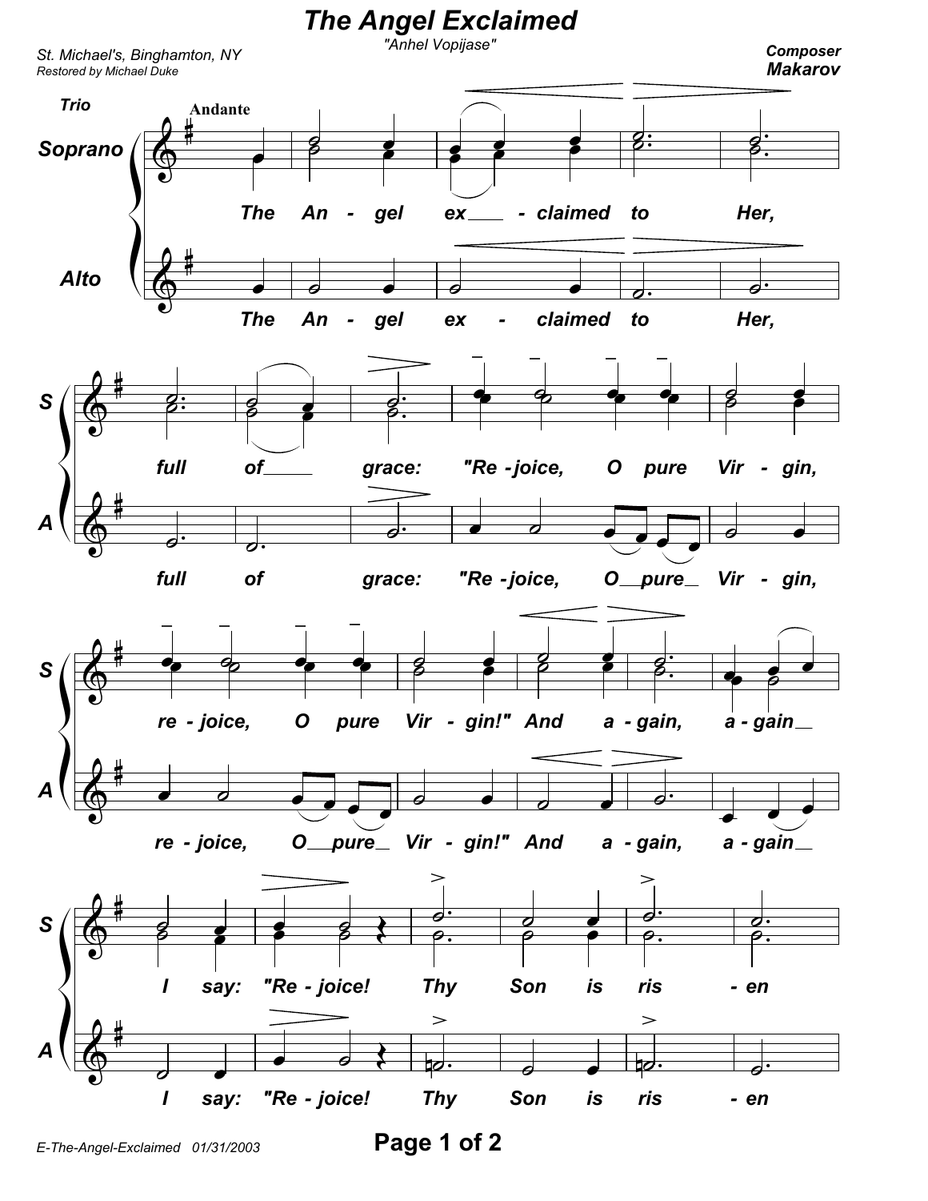# The Angel Exclaimed

"Anhel Vopijase"

St. Michael's, Binghamton, NY
Restored by Michael Duke

Composer
**Makarov**

Trio

Andante

Soprano

Alto

The An - gel ex - claimed to Her,

full of grace: "Re - joice, O pure Vir - gin,

re - joice, O pure Vir - gin!" And a - gain, a - gain

I say: "Re - joice! Thy Son is ris - en

E-The-Angel-Exclaimed 01/31/2003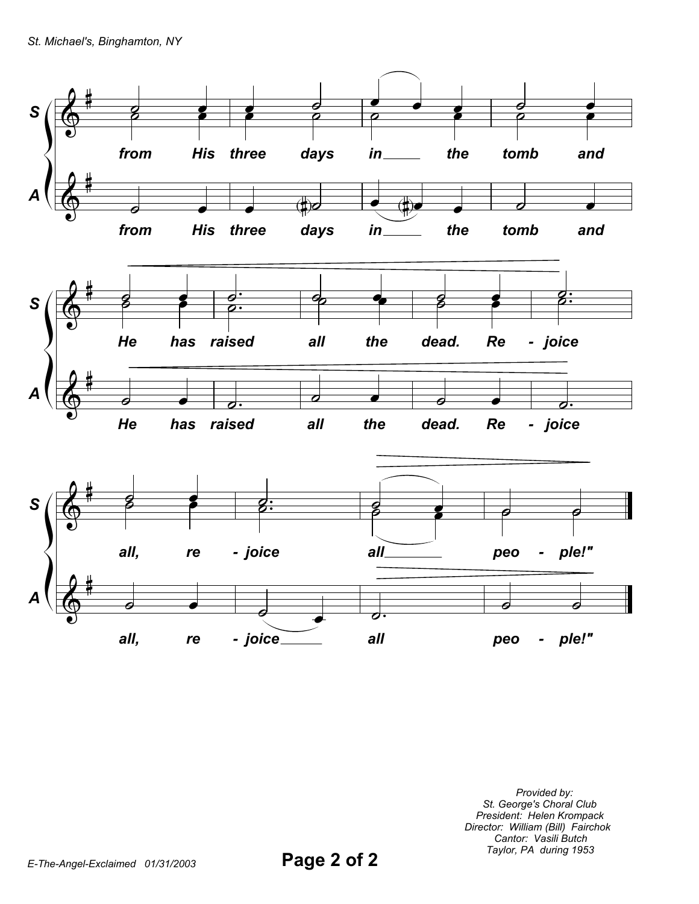S / A

from His three days in the tomb and

He has raised all the dead. Re - joice

all, re - joice all peo - ple!"

Provided by:
St. George's Choral Club
President: Helen Krompack
Director: William (Bill) Fairchok
Cantor: Vasili Butch
Taylor, PA during 1953